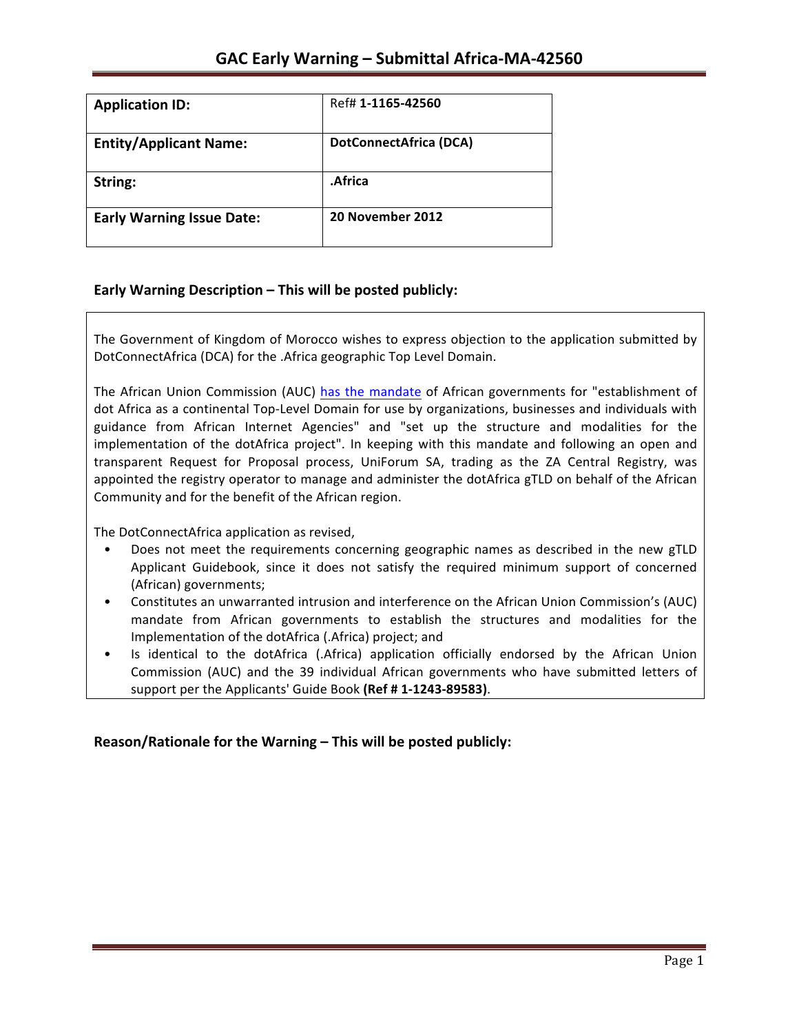# GAC Early Warning – Submittal Africa-MA-42560

| **Application ID:** | Ref# **1-1165-42560** |
|---|---|
| **Entity/Applicant Name:** | **DotConnectAfrica (DCA)** |
| **String:** | **.Africa** |
| **Early Warning Issue Date:** | **20 November 2012** |

## Early Warning Description – This will be posted publicly:

The Government of Kingdom of Morocco wishes to express objection to the application submitted by DotConnectAfrica (DCA) for the .Africa geographic Top Level Domain.

The African Union Commission (AUC) has the mandate of African governments for "establishment of dot Africa as a continental Top-Level Domain for use by organizations, businesses and individuals with guidance from African Internet Agencies" and "set up the structure and modalities for the implementation of the dotAfrica project". In keeping with this mandate and following an open and transparent Request for Proposal process, UniForum SA, trading as the ZA Central Registry, was appointed the registry operator to manage and administer the dotAfrica gTLD on behalf of the African Community and for the benefit of the African region.

The DotConnectAfrica application as revised,

- Does not meet the requirements concerning geographic names as described in the new gTLD Applicant Guidebook, since it does not satisfy the required minimum support of concerned (African) governments;
- Constitutes an unwarranted intrusion and interference on the African Union Commission's (AUC) mandate from African governments to establish the structures and modalities for the Implementation of the dotAfrica (.Africa) project; and
- Is identical to the dotAfrica (.Africa) application officially endorsed by the African Union Commission (AUC) and the 39 individual African governments who have submitted letters of support per the Applicants' Guide Book **(Ref # 1-1243-89583)**.

## Reason/Rationale for the Warning – This will be posted publicly: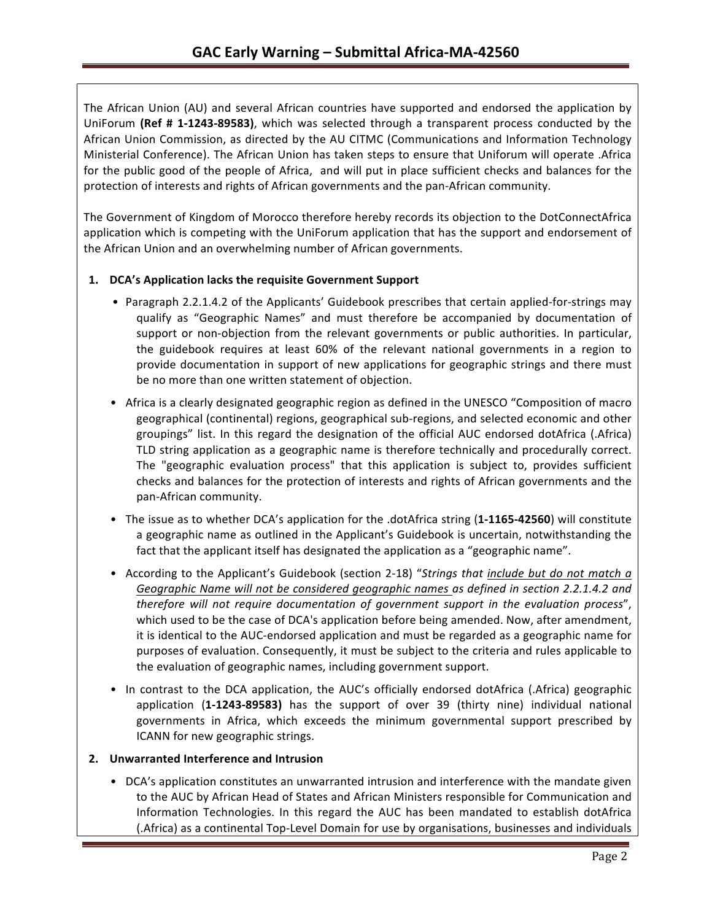The African Union (AU) and several African countries have supported and endorsed the application by UniForum **(Ref # 1-1243-89583)**, which was selected through a transparent process conducted by the African Union Commission, as directed by the AU CITMC (Communications and Information Technology Ministerial Conference). The African Union has taken steps to ensure that Uniforum will operate .Africa for the public good of the people of Africa, and will put in place sufficient checks and balances for the protection of interests and rights of African governments and the pan-African community.

The Government of Kingdom of Morocco therefore hereby records its objection to the DotConnectAfrica application which is competing with the UniForum application that has the support and endorsement of the African Union and an overwhelming number of African governments.

**1. DCA's Application lacks the requisite Government Support**

- Paragraph 2.2.1.4.2 of the Applicants' Guidebook prescribes that certain applied-for-strings may qualify as "Geographic Names" and must therefore be accompanied by documentation of support or non-objection from the relevant governments or public authorities. In particular, the guidebook requires at least 60% of the relevant national governments in a region to provide documentation in support of new applications for geographic strings and there must be no more than one written statement of objection.
- Africa is a clearly designated geographic region as defined in the UNESCO "Composition of macro geographical (continental) regions, geographical sub-regions, and selected economic and other groupings" list. In this regard the designation of the official AUC endorsed dotAfrica (.Africa) TLD string application as a geographic name is therefore technically and procedurally correct. The "geographic evaluation process" that this application is subject to, provides sufficient checks and balances for the protection of interests and rights of African governments and the pan-African community.
- The issue as to whether DCA's application for the .dotAfrica string (**1-1165-42560**) will constitute a geographic name as outlined in the Applicant's Guidebook is uncertain, notwithstanding the fact that the applicant itself has designated the application as a "geographic name".
- According to the Applicant's Guidebook (section 2-18) "*Strings that <u>include but do not match a Geographic Name will not be considered geographic names</u> as defined in section 2.2.1.4.2 and therefore will not require documentation of government support in the evaluation process*", which used to be the case of DCA's application before being amended. Now, after amendment, it is identical to the AUC-endorsed application and must be regarded as a geographic name for purposes of evaluation. Consequently, it must be subject to the criteria and rules applicable to the evaluation of geographic names, including government support.
- In contrast to the DCA application, the AUC's officially endorsed dotAfrica (.Africa) geographic application (**1-1243-89583)** has the support of over 39 (thirty nine) individual national governments in Africa, which exceeds the minimum governmental support prescribed by ICANN for new geographic strings.

**2. Unwarranted Interference and Intrusion**

- DCA's application constitutes an unwarranted intrusion and interference with the mandate given to the AUC by African Head of States and African Ministers responsible for Communication and Information Technologies. In this regard the AUC has been mandated to establish dotAfrica (.Africa) as a continental Top-Level Domain for use by organisations, businesses and individuals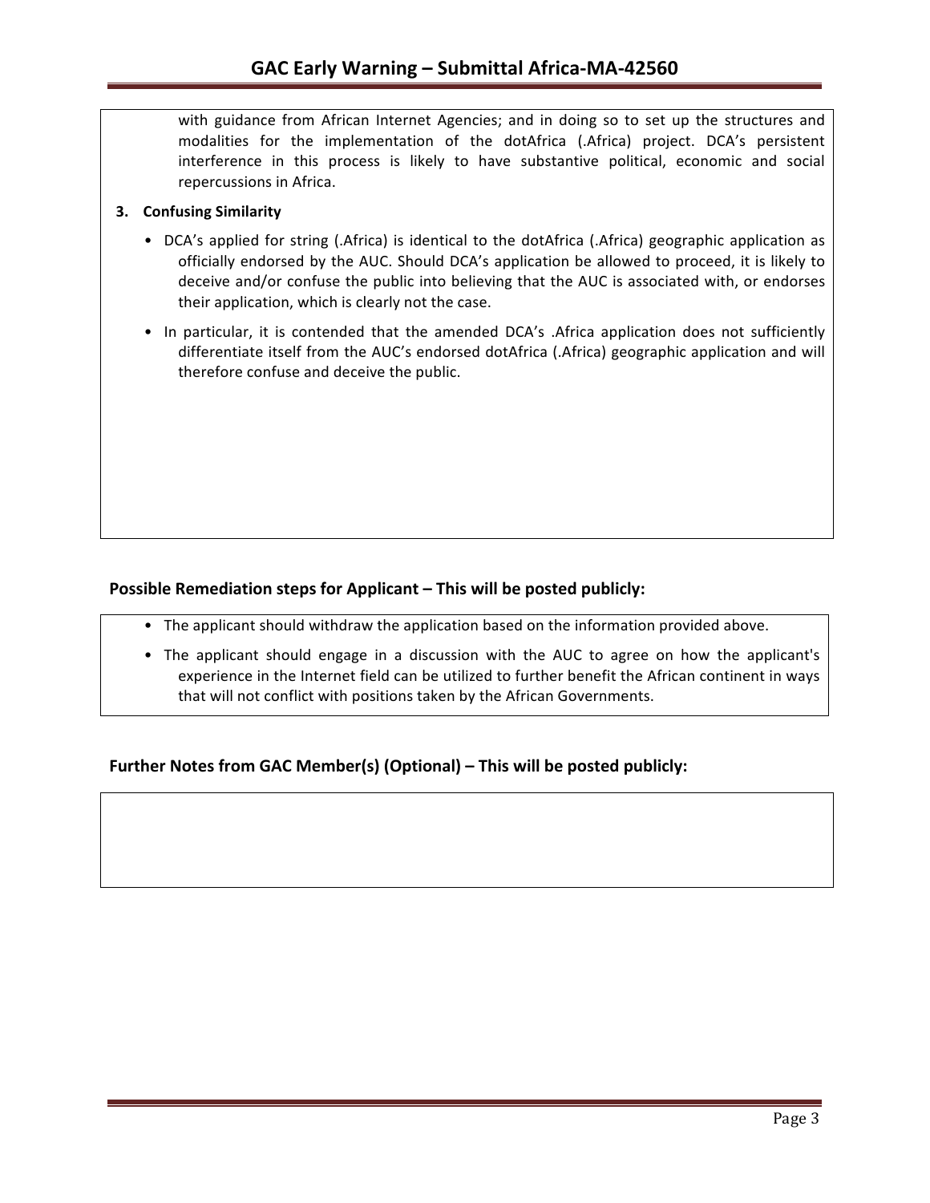with guidance from African Internet Agencies; and in doing so to set up the structures and modalities for the implementation of the dotAfrica (.Africa) project. DCA's persistent interference in this process is likely to have substantive political, economic and social repercussions in Africa.

**3. Confusing Similarity**

- DCA's applied for string (.Africa) is identical to the dotAfrica (.Africa) geographic application as officially endorsed by the AUC. Should DCA's application be allowed to proceed, it is likely to deceive and/or confuse the public into believing that the AUC is associated with, or endorses their application, which is clearly not the case.
- In particular, it is contended that the amended DCA's .Africa application does not sufficiently differentiate itself from the AUC's endorsed dotAfrica (.Africa) geographic application and will therefore confuse and deceive the public.

### Possible Remediation steps for Applicant – This will be posted publicly:

- The applicant should withdraw the application based on the information provided above.
- The applicant should engage in a discussion with the AUC to agree on how the applicant's experience in the Internet field can be utilized to further benefit the African continent in ways that will not conflict with positions taken by the African Governments.

### Further Notes from GAC Member(s) (Optional) – This will be posted publicly: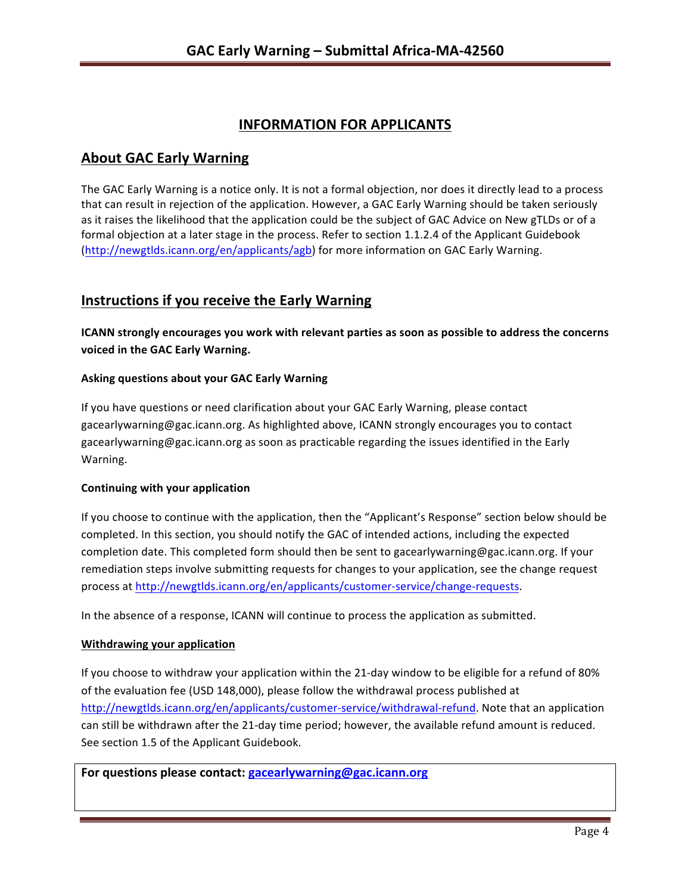## INFORMATION FOR APPLICANTS

## About GAC Early Warning

The GAC Early Warning is a notice only. It is not a formal objection, nor does it directly lead to a process that can result in rejection of the application. However, a GAC Early Warning should be taken seriously as it raises the likelihood that the application could be the subject of GAC Advice on New gTLDs or of a formal objection at a later stage in the process. Refer to section 1.1.2.4 of the Applicant Guidebook (http://newgtlds.icann.org/en/applicants/agb) for more information on GAC Early Warning.

## Instructions if you receive the Early Warning

**ICANN strongly encourages you work with relevant parties as soon as possible to address the concerns voiced in the GAC Early Warning.**

#### Asking questions about your GAC Early Warning

If you have questions or need clarification about your GAC Early Warning, please contact gacearlywarning@gac.icann.org. As highlighted above, ICANN strongly encourages you to contact gacearlywarning@gac.icann.org as soon as practicable regarding the issues identified in the Early Warning.

#### Continuing with your application

If you choose to continue with the application, then the "Applicant's Response" section below should be completed. In this section, you should notify the GAC of intended actions, including the expected completion date. This completed form should then be sent to gacearlywarning@gac.icann.org. If your remediation steps involve submitting requests for changes to your application, see the change request process at http://newgtlds.icann.org/en/applicants/customer-service/change-requests.

In the absence of a response, ICANN will continue to process the application as submitted.

#### Withdrawing your application

If you choose to withdraw your application within the 21-day window to be eligible for a refund of 80% of the evaluation fee (USD 148,000), please follow the withdrawal process published at http://newgtlds.icann.org/en/applicants/customer-service/withdrawal-refund. Note that an application can still be withdrawn after the 21-day time period; however, the available refund amount is reduced. See section 1.5 of the Applicant Guidebook.

**For questions please contact: gacearlywarning@gac.icann.org**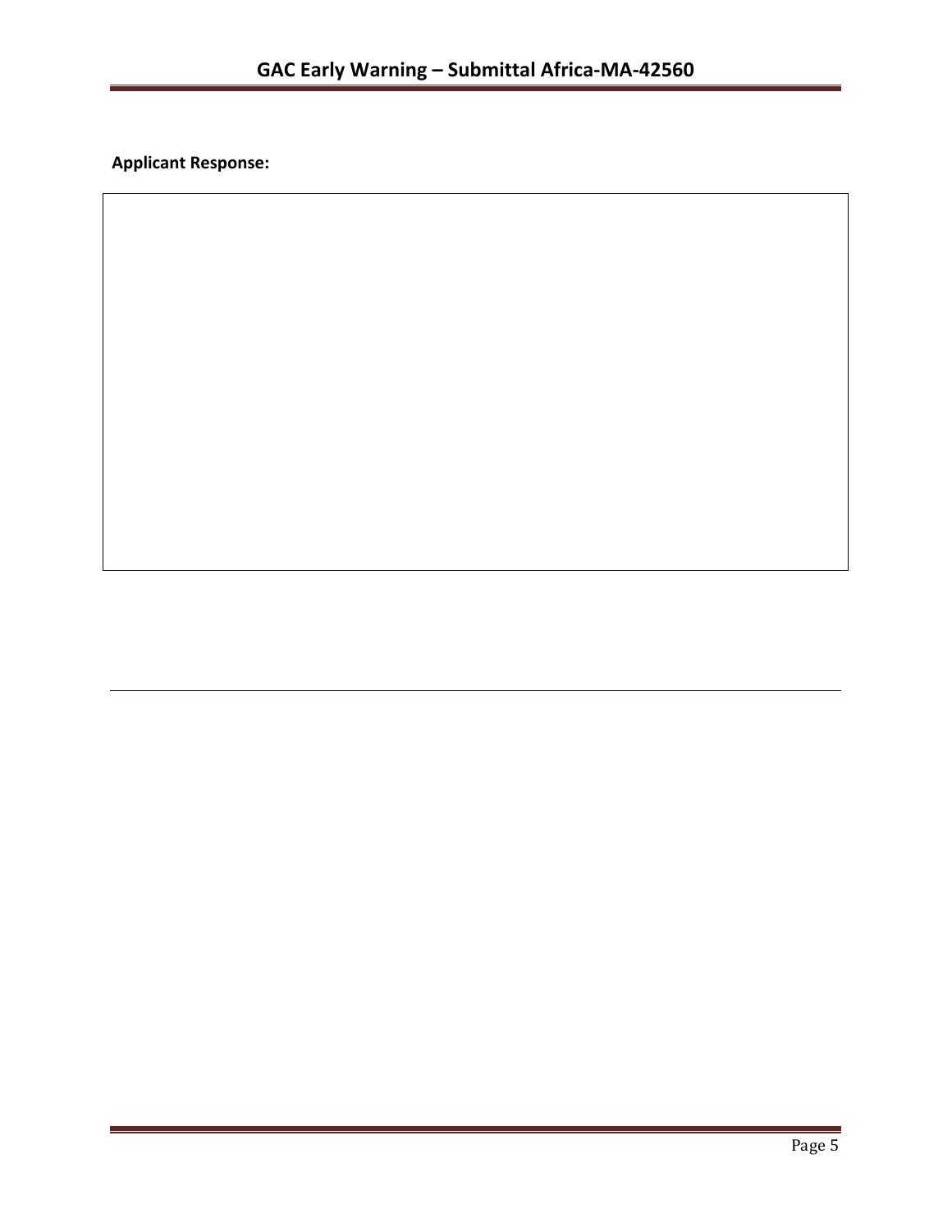**Applicant Response:**

---